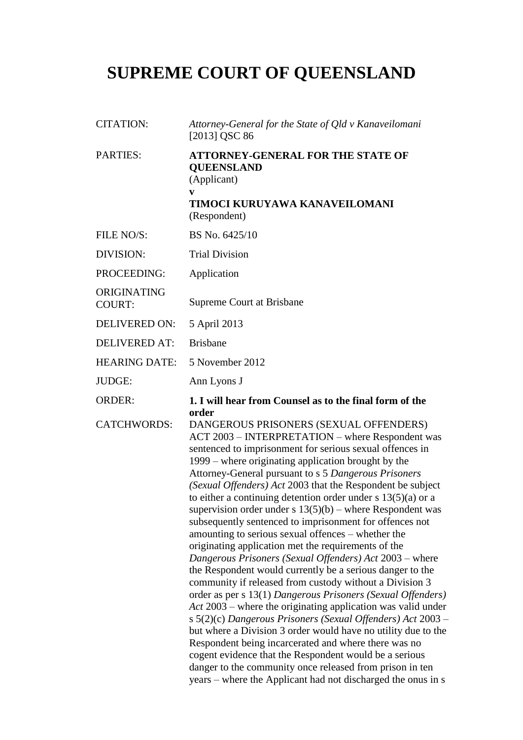# SUPREME COURT OF QUEENSLAND

| | |
|---|---|
| CITATION: | *Attorney-General for the State of Qld v Kanaveilomani* [2013] QSC 86 |
| PARTIES: | **ATTORNEY-GENERAL FOR THE STATE OF QUEENSLAND** (Applicant) **v** **TIMOCI KURUYAWA KANAVEILOMANI** (Respondent) |
| FILE NO/S: | BS No. 6425/10 |
| DIVISION: | Trial Division |
| PROCEEDING: | Application |
| ORIGINATING COURT: | Supreme Court at Brisbane |
| DELIVERED ON: | 5 April 2013 |
| DELIVERED AT: | Brisbane |
| HEARING DATE: | 5 November 2012 |
| JUDGE: | Ann Lyons J |
| ORDER: | **1. I will hear from Counsel as to the final form of the order** |
| CATCHWORDS: | DANGEROUS PRISONERS (SEXUAL OFFENDERS) ACT 2003 – INTERPRETATION – where Respondent was sentenced to imprisonment for serious sexual offences in 1999 – where originating application brought by the Attorney-General pursuant to s 5 *Dangerous Prisoners (Sexual Offenders) Act* 2003 that the Respondent be subject to either a continuing detention order under s 13(5)(a) or a supervision order under s 13(5)(b) – where Respondent was subsequently sentenced to imprisonment for offences not amounting to serious sexual offences – whether the originating application met the requirements of the *Dangerous Prisoners (Sexual Offenders) Act* 2003 – where the Respondent would currently be a serious danger to the community if released from custody without a Division 3 order as per s 13(1) *Dangerous Prisoners (Sexual Offenders) Act* 2003 – where the originating application was valid under s 5(2)(c) *Dangerous Prisoners (Sexual Offenders) Act* 2003 – but where a Division 3 order would have no utility due to the Respondent being incarcerated and where there was no cogent evidence that the Respondent would be a serious danger to the community once released from prison in ten years – where the Applicant had not discharged the onus in s |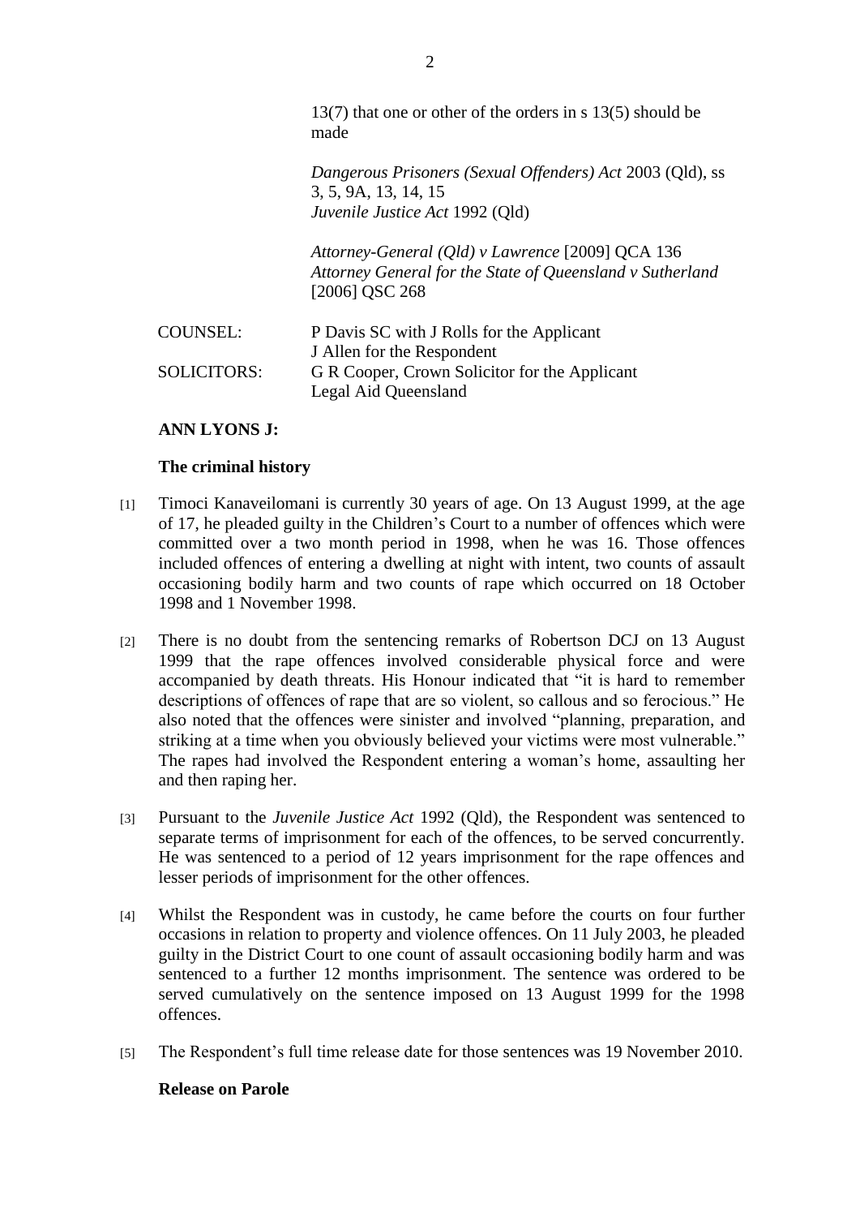13(7) that one or other of the orders in s 13(5) should be made

*Dangerous Prisoners (Sexual Offenders) Act* 2003 (Qld), ss 3, 5, 9A, 13, 14, 15
*Juvenile Justice Act* 1992 (Qld)

*Attorney-General (Qld) v Lawrence* [2009] QCA 136
*Attorney General for the State of Queensland v Sutherland* [2006] QSC 268

| | |
|---|---|
| COUNSEL: | P Davis SC with J Rolls for the Applicant<br>J Allen for the Respondent |
| SOLICITORS: | G R Cooper, Crown Solicitor for the Applicant<br>Legal Aid Queensland |

**ANN LYONS J:**

**The criminal history**

[1] Timoci Kanaveilomani is currently 30 years of age. On 13 August 1999, at the age of 17, he pleaded guilty in the Children's Court to a number of offences which were committed over a two month period in 1998, when he was 16. Those offences included offences of entering a dwelling at night with intent, two counts of assault occasioning bodily harm and two counts of rape which occurred on 18 October 1998 and 1 November 1998.

[2] There is no doubt from the sentencing remarks of Robertson DCJ on 13 August 1999 that the rape offences involved considerable physical force and were accompanied by death threats. His Honour indicated that "it is hard to remember descriptions of offences of rape that are so violent, so callous and so ferocious." He also noted that the offences were sinister and involved "planning, preparation, and striking at a time when you obviously believed your victims were most vulnerable." The rapes had involved the Respondent entering a woman's home, assaulting her and then raping her.

[3] Pursuant to the *Juvenile Justice Act* 1992 (Qld), the Respondent was sentenced to separate terms of imprisonment for each of the offences, to be served concurrently. He was sentenced to a period of 12 years imprisonment for the rape offences and lesser periods of imprisonment for the other offences.

[4] Whilst the Respondent was in custody, he came before the courts on four further occasions in relation to property and violence offences. On 11 July 2003, he pleaded guilty in the District Court to one count of assault occasioning bodily harm and was sentenced to a further 12 months imprisonment. The sentence was ordered to be served cumulatively on the sentence imposed on 13 August 1999 for the 1998 offences.

[5] The Respondent's full time release date for those sentences was 19 November 2010.

**Release on Parole**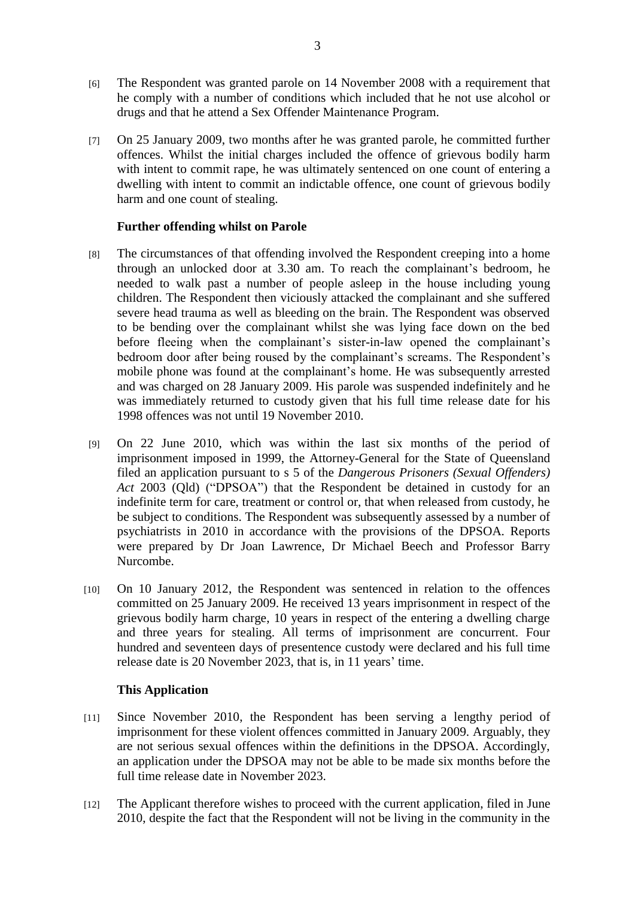[6] The Respondent was granted parole on 14 November 2008 with a requirement that he comply with a number of conditions which included that he not use alcohol or drugs and that he attend a Sex Offender Maintenance Program.

[7] On 25 January 2009, two months after he was granted parole, he committed further offences. Whilst the initial charges included the offence of grievous bodily harm with intent to commit rape, he was ultimately sentenced on one count of entering a dwelling with intent to commit an indictable offence, one count of grievous bodily harm and one count of stealing.

**Further offending whilst on Parole**

[8] The circumstances of that offending involved the Respondent creeping into a home through an unlocked door at 3.30 am. To reach the complainant's bedroom, he needed to walk past a number of people asleep in the house including young children. The Respondent then viciously attacked the complainant and she suffered severe head trauma as well as bleeding on the brain. The Respondent was observed to be bending over the complainant whilst she was lying face down on the bed before fleeing when the complainant's sister-in-law opened the complainant's bedroom door after being roused by the complainant's screams. The Respondent's mobile phone was found at the complainant's home. He was subsequently arrested and was charged on 28 January 2009. His parole was suspended indefinitely and he was immediately returned to custody given that his full time release date for his 1998 offences was not until 19 November 2010.

[9] On 22 June 2010, which was within the last six months of the period of imprisonment imposed in 1999, the Attorney-General for the State of Queensland filed an application pursuant to s 5 of the *Dangerous Prisoners (Sexual Offenders) Act* 2003 (Qld) ("DPSOA") that the Respondent be detained in custody for an indefinite term for care, treatment or control or, that when released from custody, he be subject to conditions. The Respondent was subsequently assessed by a number of psychiatrists in 2010 in accordance with the provisions of the DPSOA. Reports were prepared by Dr Joan Lawrence, Dr Michael Beech and Professor Barry Nurcombe.

[10] On 10 January 2012, the Respondent was sentenced in relation to the offences committed on 25 January 2009. He received 13 years imprisonment in respect of the grievous bodily harm charge, 10 years in respect of the entering a dwelling charge and three years for stealing. All terms of imprisonment are concurrent. Four hundred and seventeen days of presentence custody were declared and his full time release date is 20 November 2023, that is, in 11 years' time.

**This Application**

[11] Since November 2010, the Respondent has been serving a lengthy period of imprisonment for these violent offences committed in January 2009. Arguably, they are not serious sexual offences within the definitions in the DPSOA. Accordingly, an application under the DPSOA may not be able to be made six months before the full time release date in November 2023.

[12] The Applicant therefore wishes to proceed with the current application, filed in June 2010, despite the fact that the Respondent will not be living in the community in the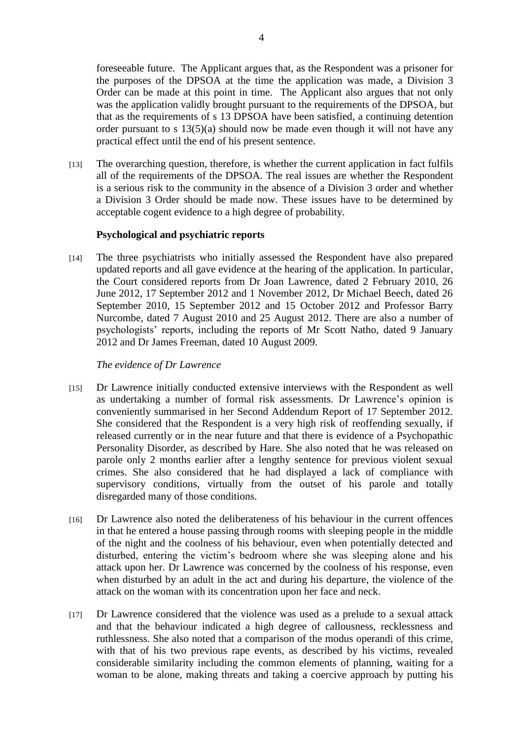foreseeable future. The Applicant argues that, as the Respondent was a prisoner for the purposes of the DPSOA at the time the application was made, a Division 3 Order can be made at this point in time. The Applicant also argues that not only was the application validly brought pursuant to the requirements of the DPSOA, but that as the requirements of s 13 DPSOA have been satisfied, a continuing detention order pursuant to s 13(5)(a) should now be made even though it will not have any practical effect until the end of his present sentence.

[13] The overarching question, therefore, is whether the current application in fact fulfils all of the requirements of the DPSOA. The real issues are whether the Respondent is a serious risk to the community in the absence of a Division 3 order and whether a Division 3 Order should be made now. These issues have to be determined by acceptable cogent evidence to a high degree of probability.

**Psychological and psychiatric reports**

[14] The three psychiatrists who initially assessed the Respondent have also prepared updated reports and all gave evidence at the hearing of the application. In particular, the Court considered reports from Dr Joan Lawrence, dated 2 February 2010, 26 June 2012, 17 September 2012 and 1 November 2012, Dr Michael Beech, dated 26 September 2010, 15 September 2012 and 15 October 2012 and Professor Barry Nurcombe, dated 7 August 2010 and 25 August 2012. There are also a number of psychologists' reports, including the reports of Mr Scott Natho, dated 9 January 2012 and Dr James Freeman, dated 10 August 2009.

*The evidence of Dr Lawrence*

[15] Dr Lawrence initially conducted extensive interviews with the Respondent as well as undertaking a number of formal risk assessments. Dr Lawrence's opinion is conveniently summarised in her Second Addendum Report of 17 September 2012. She considered that the Respondent is a very high risk of reoffending sexually, if released currently or in the near future and that there is evidence of a Psychopathic Personality Disorder, as described by Hare. She also noted that he was released on parole only 2 months earlier after a lengthy sentence for previous violent sexual crimes. She also considered that he had displayed a lack of compliance with supervisory conditions, virtually from the outset of his parole and totally disregarded many of those conditions.

[16] Dr Lawrence also noted the deliberateness of his behaviour in the current offences in that he entered a house passing through rooms with sleeping people in the middle of the night and the coolness of his behaviour, even when potentially detected and disturbed, entering the victim's bedroom where she was sleeping alone and his attack upon her. Dr Lawrence was concerned by the coolness of his response, even when disturbed by an adult in the act and during his departure, the violence of the attack on the woman with its concentration upon her face and neck.

[17] Dr Lawrence considered that the violence was used as a prelude to a sexual attack and that the behaviour indicated a high degree of callousness, recklessness and ruthlessness. She also noted that a comparison of the modus operandi of this crime, with that of his two previous rape events, as described by his victims, revealed considerable similarity including the common elements of planning, waiting for a woman to be alone, making threats and taking a coercive approach by putting his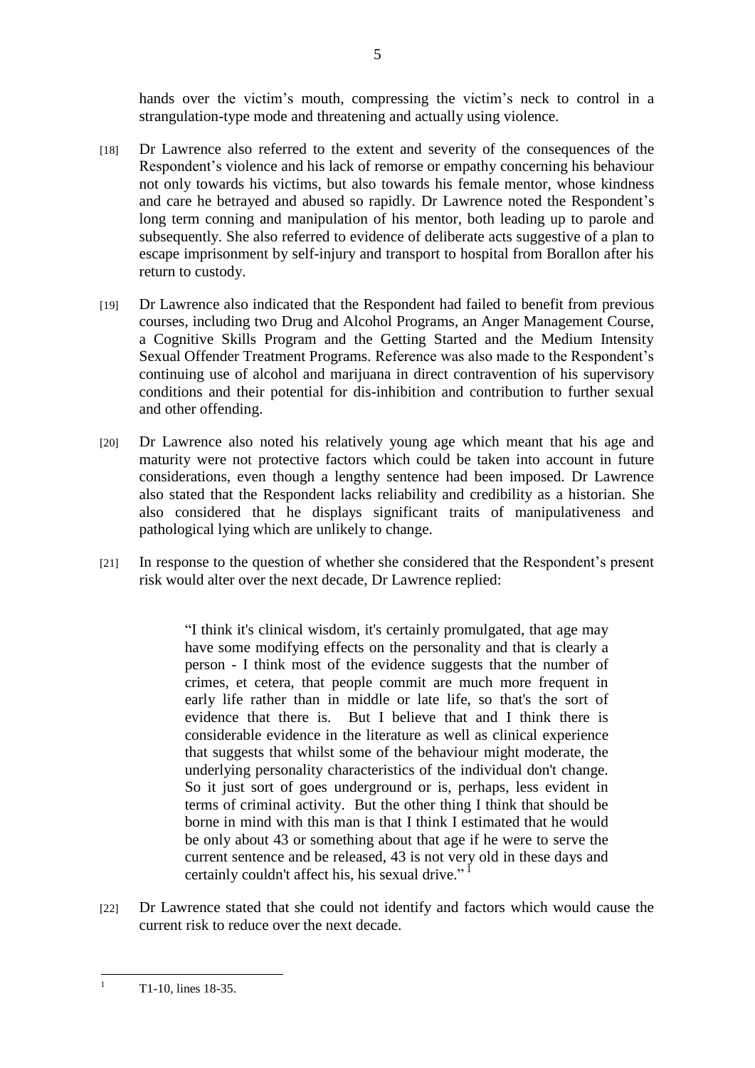hands over the victim's mouth, compressing the victim's neck to control in a strangulation-type mode and threatening and actually using violence.

[18] Dr Lawrence also referred to the extent and severity of the consequences of the Respondent's violence and his lack of remorse or empathy concerning his behaviour not only towards his victims, but also towards his female mentor, whose kindness and care he betrayed and abused so rapidly. Dr Lawrence noted the Respondent's long term conning and manipulation of his mentor, both leading up to parole and subsequently. She also referred to evidence of deliberate acts suggestive of a plan to escape imprisonment by self-injury and transport to hospital from Borallon after his return to custody.

[19] Dr Lawrence also indicated that the Respondent had failed to benefit from previous courses, including two Drug and Alcohol Programs, an Anger Management Course, a Cognitive Skills Program and the Getting Started and the Medium Intensity Sexual Offender Treatment Programs. Reference was also made to the Respondent's continuing use of alcohol and marijuana in direct contravention of his supervisory conditions and their potential for dis-inhibition and contribution to further sexual and other offending.

[20] Dr Lawrence also noted his relatively young age which meant that his age and maturity were not protective factors which could be taken into account in future considerations, even though a lengthy sentence had been imposed. Dr Lawrence also stated that the Respondent lacks reliability and credibility as a historian. She also considered that he displays significant traits of manipulativeness and pathological lying which are unlikely to change.

[21] In response to the question of whether she considered that the Respondent's present risk would alter over the next decade, Dr Lawrence replied:

> "I think it's clinical wisdom, it's certainly promulgated, that age may have some modifying effects on the personality and that is clearly a person - I think most of the evidence suggests that the number of crimes, et cetera, that people commit are much more frequent in early life rather than in middle or late life, so that's the sort of evidence that there is. But I believe that and I think there is considerable evidence in the literature as well as clinical experience that suggests that whilst some of the behaviour might moderate, the underlying personality characteristics of the individual don't change. So it just sort of goes underground or is, perhaps, less evident in terms of criminal activity. But the other thing I think that should be borne in mind with this man is that I think I estimated that he would be only about 43 or something about that age if he were to serve the current sentence and be released, 43 is not very old in these days and certainly couldn't affect his, his sexual drive." [1]

[22] Dr Lawrence stated that she could not identify and factors which would cause the current risk to reduce over the next decade.

---

[1] T1-10, lines 18-35.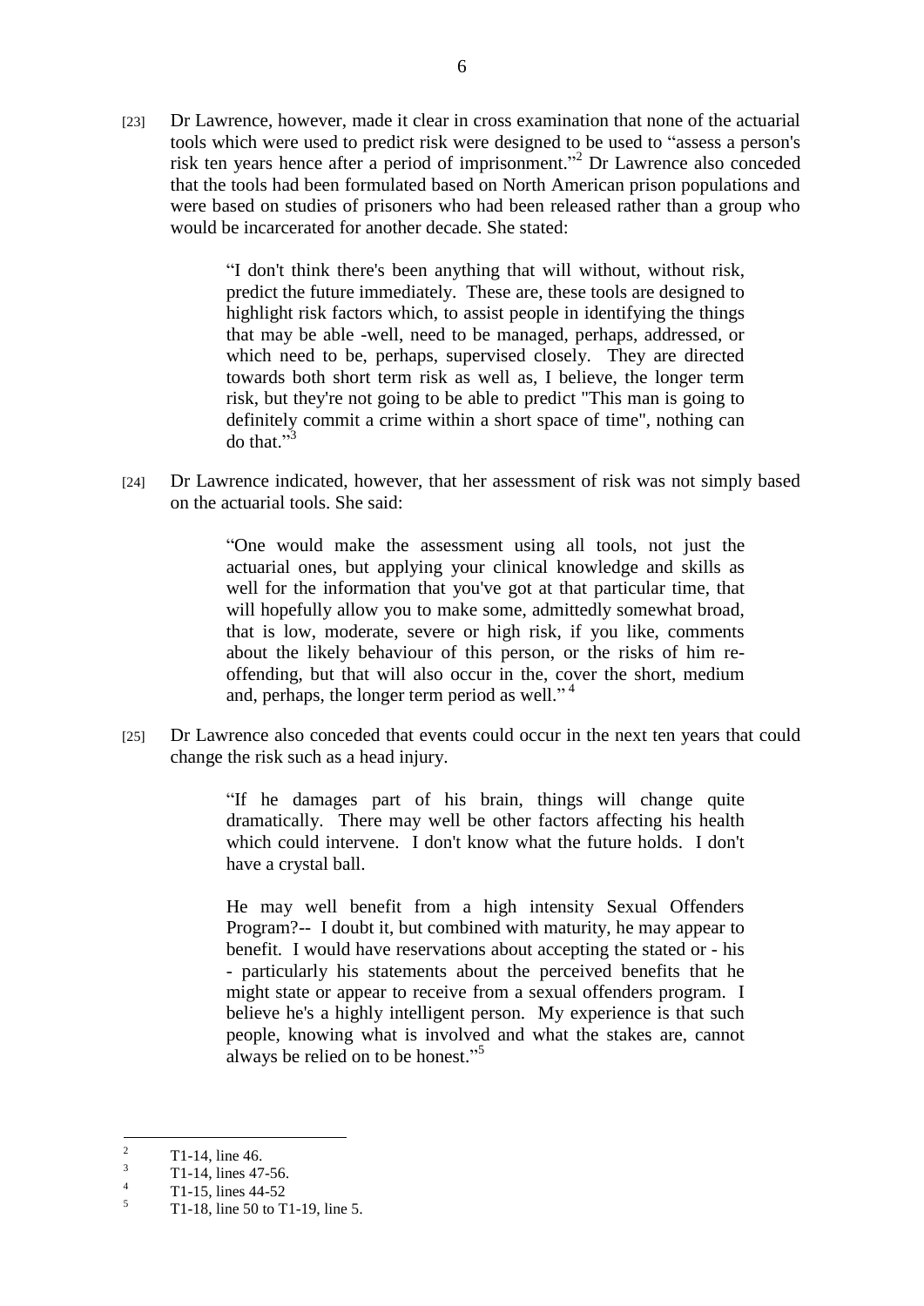[23] Dr Lawrence, however, made it clear in cross examination that none of the actuarial tools which were used to predict risk were designed to be used to "assess a person's risk ten years hence after a period of imprisonment."[2] Dr Lawrence also conceded that the tools had been formulated based on North American prison populations and were based on studies of prisoners who had been released rather than a group who would be incarcerated for another decade. She stated:

> "I don't think there's been anything that will without, without risk, predict the future immediately. These are, these tools are designed to highlight risk factors which, to assist people in identifying the things that may be able -well, need to be managed, perhaps, addressed, or which need to be, perhaps, supervised closely. They are directed towards both short term risk as well as, I believe, the longer term risk, but they're not going to be able to predict "This man is going to definitely commit a crime within a short space of time", nothing can do that."[3]

[24] Dr Lawrence indicated, however, that her assessment of risk was not simply based on the actuarial tools. She said:

> "One would make the assessment using all tools, not just the actuarial ones, but applying your clinical knowledge and skills as well for the information that you've got at that particular time, that will hopefully allow you to make some, admittedly somewhat broad, that is low, moderate, severe or high risk, if you like, comments about the likely behaviour of this person, or the risks of him re-offending, but that will also occur in the, cover the short, medium and, perhaps, the longer term period as well." [4]

[25] Dr Lawrence also conceded that events could occur in the next ten years that could change the risk such as a head injury.

> "If he damages part of his brain, things will change quite dramatically. There may well be other factors affecting his health which could intervene. I don't know what the future holds. I don't have a crystal ball.
>
> He may well benefit from a high intensity Sexual Offenders Program?-- I doubt it, but combined with maturity, he may appear to benefit. I would have reservations about accepting the stated or - his - particularly his statements about the perceived benefits that he might state or appear to receive from a sexual offenders program. I believe he's a highly intelligent person. My experience is that such people, knowing what is involved and what the stakes are, cannot always be relied on to be honest."[5]

---

[2] T1-14, line 46.

[3] T1-14, lines 47-56.

[4] T1-15, lines 44-52

[5] T1-18, line 50 to T1-19, line 5.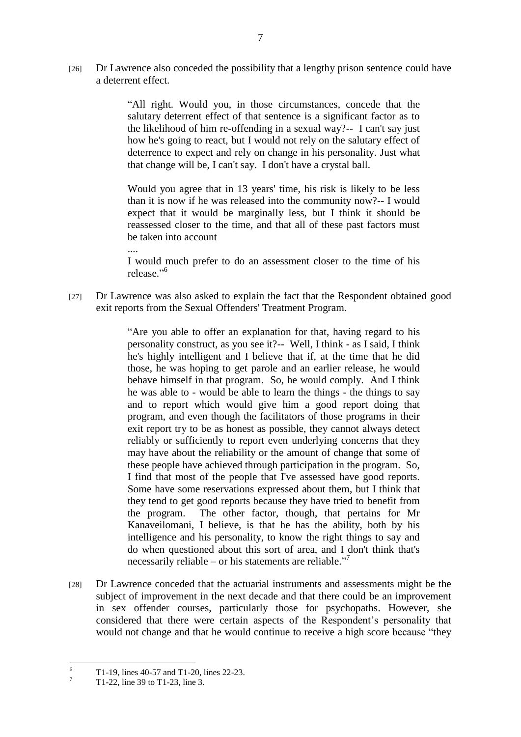[26] Dr Lawrence also conceded the possibility that a lengthy prison sentence could have a deterrent effect.

> "All right. Would you, in those circumstances, concede that the salutary deterrent effect of that sentence is a significant factor as to the likelihood of him re-offending in a sexual way?-- I can't say just how he's going to react, but I would not rely on the salutary effect of deterrence to expect and rely on change in his personality. Just what that change will be, I can't say. I don't have a crystal ball.
>
> Would you agree that in 13 years' time, his risk is likely to be less than it is now if he was released into the community now?-- I would expect that it would be marginally less, but I think it should be reassessed closer to the time, and that all of these past factors must be taken into account
>
> ....
>
> I would much prefer to do an assessment closer to the time of his release."[6]

[27] Dr Lawrence was also asked to explain the fact that the Respondent obtained good exit reports from the Sexual Offenders' Treatment Program.

> "Are you able to offer an explanation for that, having regard to his personality construct, as you see it?-- Well, I think - as I said, I think he's highly intelligent and I believe that if, at the time that he did those, he was hoping to get parole and an earlier release, he would behave himself in that program. So, he would comply. And I think he was able to - would be able to learn the things - the things to say and to report which would give him a good report doing that program, and even though the facilitators of those programs in their exit report try to be as honest as possible, they cannot always detect reliably or sufficiently to report even underlying concerns that they may have about the reliability or the amount of change that some of these people have achieved through participation in the program. So, I find that most of the people that I've assessed have good reports. Some have some reservations expressed about them, but I think that they tend to get good reports because they have tried to benefit from the program. The other factor, though, that pertains for Mr Kanaveilomani, I believe, is that he has the ability, both by his intelligence and his personality, to know the right things to say and do when questioned about this sort of area, and I don't think that's necessarily reliable – or his statements are reliable."[7]

[28] Dr Lawrence conceded that the actuarial instruments and assessments might be the subject of improvement in the next decade and that there could be an improvement in sex offender courses, particularly those for psychopaths. However, she considered that there were certain aspects of the Respondent's personality that would not change and that he would continue to receive a high score because "they

---

[6] T1-19, lines 40-57 and T1-20, lines 22-23.

[7] T1-22, line 39 to T1-23, line 3.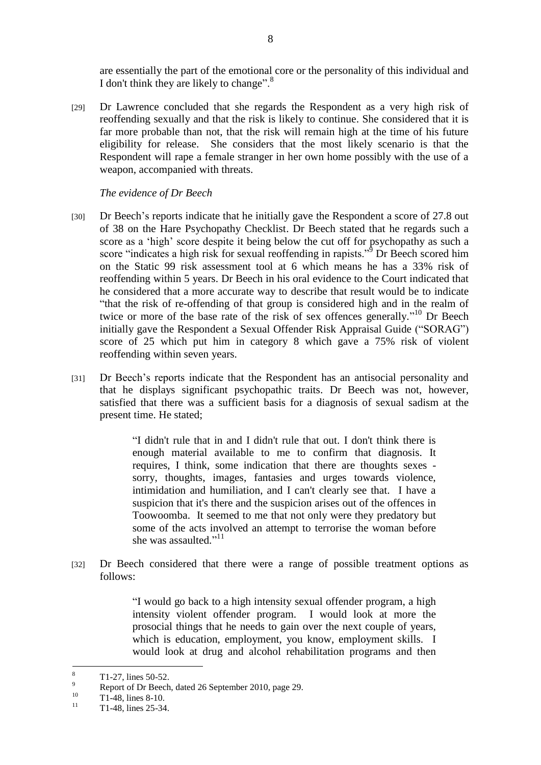are essentially the part of the emotional core or the personality of this individual and I don't think they are likely to change".[8]

[29] Dr Lawrence concluded that she regards the Respondent as a very high risk of reoffending sexually and that the risk is likely to continue. She considered that it is far more probable than not, that the risk will remain high at the time of his future eligibility for release. She considers that the most likely scenario is that the Respondent will rape a female stranger in her own home possibly with the use of a weapon, accompanied with threats.

*The evidence of Dr Beech*

[30] Dr Beech's reports indicate that he initially gave the Respondent a score of 27.8 out of 38 on the Hare Psychopathy Checklist. Dr Beech stated that he regards such a score as a 'high' score despite it being below the cut off for psychopathy as such a score "indicates a high risk for sexual reoffending in rapists."[9] Dr Beech scored him on the Static 99 risk assessment tool at 6 which means he has a 33% risk of reoffending within 5 years. Dr Beech in his oral evidence to the Court indicated that he considered that a more accurate way to describe that result would be to indicate "that the risk of re-offending of that group is considered high and in the realm of twice or more of the base rate of the risk of sex offences generally."[10] Dr Beech initially gave the Respondent a Sexual Offender Risk Appraisal Guide ("SORAG") score of 25 which put him in category 8 which gave a 75% risk of violent reoffending within seven years.

[31] Dr Beech's reports indicate that the Respondent has an antisocial personality and that he displays significant psychopathic traits. Dr Beech was not, however, satisfied that there was a sufficient basis for a diagnosis of sexual sadism at the present time. He stated;

> "I didn't rule that in and I didn't rule that out. I don't think there is enough material available to me to confirm that diagnosis. It requires, I think, some indication that there are thoughts sexes - sorry, thoughts, images, fantasies and urges towards violence, intimidation and humiliation, and I can't clearly see that. I have a suspicion that it's there and the suspicion arises out of the offences in Toowoomba. It seemed to me that not only were they predatory but some of the acts involved an attempt to terrorise the woman before she was assaulted."[11]

[32] Dr Beech considered that there were a range of possible treatment options as follows:

> "I would go back to a high intensity sexual offender program, a high intensity violent offender program. I would look at more the prosocial things that he needs to gain over the next couple of years, which is education, employment, you know, employment skills. I would look at drug and alcohol rehabilitation programs and then

---

[8] T1-27, lines 50-52.

[9] Report of Dr Beech, dated 26 September 2010, page 29.

[10] T1-48, lines 8-10.

[11] T1-48, lines 25-34.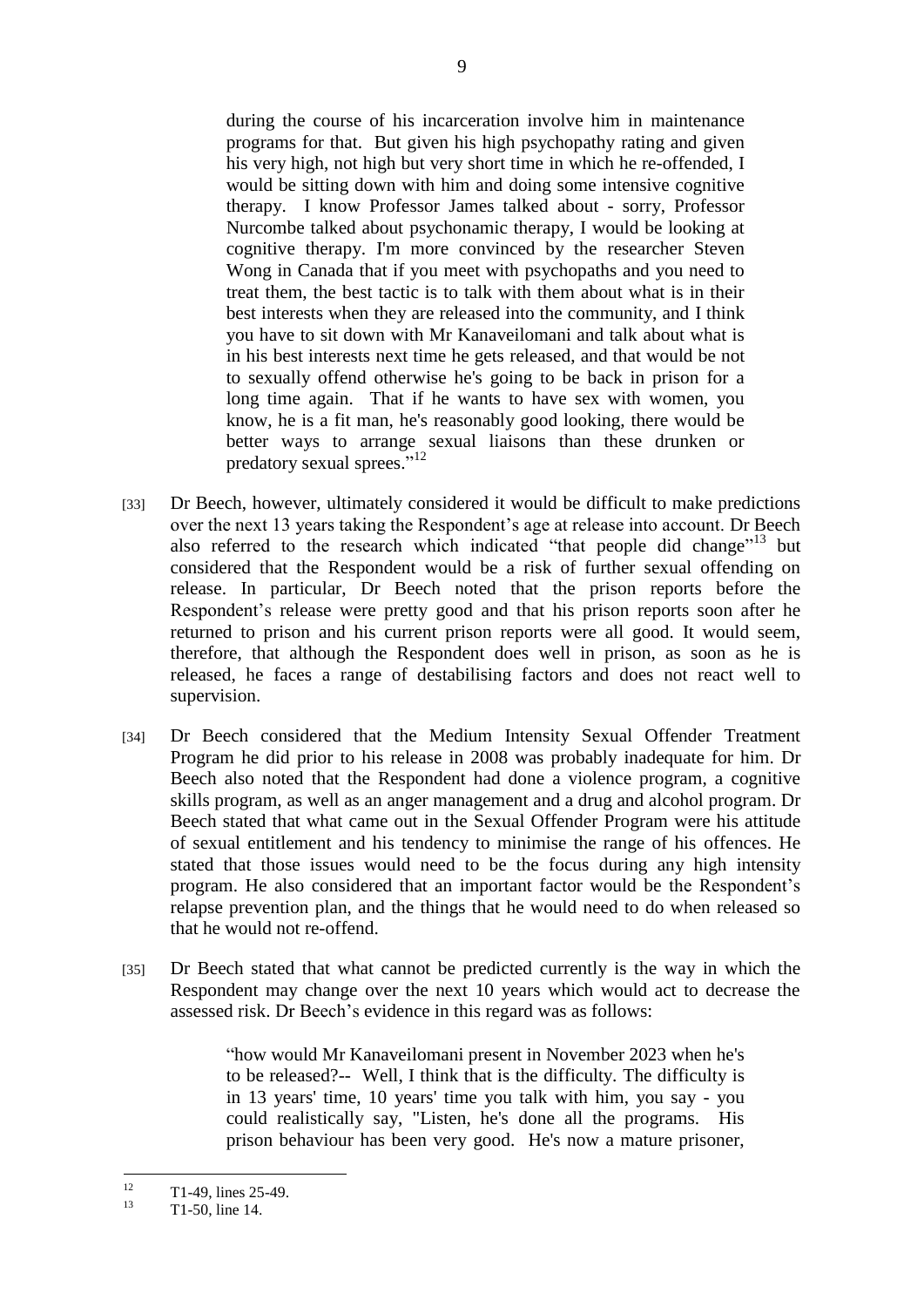> during the course of his incarceration involve him in maintenance programs for that. But given his high psychopathy rating and given his very high, not high but very short time in which he re-offended, I would be sitting down with him and doing some intensive cognitive therapy. I know Professor James talked about - sorry, Professor Nurcombe talked about psychonamic therapy, I would be looking at cognitive therapy. I'm more convinced by the researcher Steven Wong in Canada that if you meet with psychopaths and you need to treat them, the best tactic is to talk with them about what is in their best interests when they are released into the community, and I think you have to sit down with Mr Kanaveilomani and talk about what is in his best interests next time he gets released, and that would be not to sexually offend otherwise he's going to be back in prison for a long time again. That if he wants to have sex with women, you know, he is a fit man, he's reasonably good looking, there would be better ways to arrange sexual liaisons than these drunken or predatory sexual sprees."[12]

[33] Dr Beech, however, ultimately considered it would be difficult to make predictions over the next 13 years taking the Respondent's age at release into account. Dr Beech also referred to the research which indicated "that people did change"[13] but considered that the Respondent would be a risk of further sexual offending on release. In particular, Dr Beech noted that the prison reports before the Respondent's release were pretty good and that his prison reports soon after he returned to prison and his current prison reports were all good. It would seem, therefore, that although the Respondent does well in prison, as soon as he is released, he faces a range of destabilising factors and does not react well to supervision.

[34] Dr Beech considered that the Medium Intensity Sexual Offender Treatment Program he did prior to his release in 2008 was probably inadequate for him. Dr Beech also noted that the Respondent had done a violence program, a cognitive skills program, as well as an anger management and a drug and alcohol program. Dr Beech stated that what came out in the Sexual Offender Program were his attitude of sexual entitlement and his tendency to minimise the range of his offences. He stated that those issues would need to be the focus during any high intensity program. He also considered that an important factor would be the Respondent's relapse prevention plan, and the things that he would need to do when released so that he would not re-offend.

[35] Dr Beech stated that what cannot be predicted currently is the way in which the Respondent may change over the next 10 years which would act to decrease the assessed risk. Dr Beech's evidence in this regard was as follows:

> "how would Mr Kanaveilomani present in November 2023 when he's to be released?-- Well, I think that is the difficulty. The difficulty is in 13 years' time, 10 years' time you talk with him, you say - you could realistically say, "Listen, he's done all the programs. His prison behaviour has been very good. He's now a mature prisoner,

---

[12] T1-49, lines 25-49.

[13] T1-50, line 14.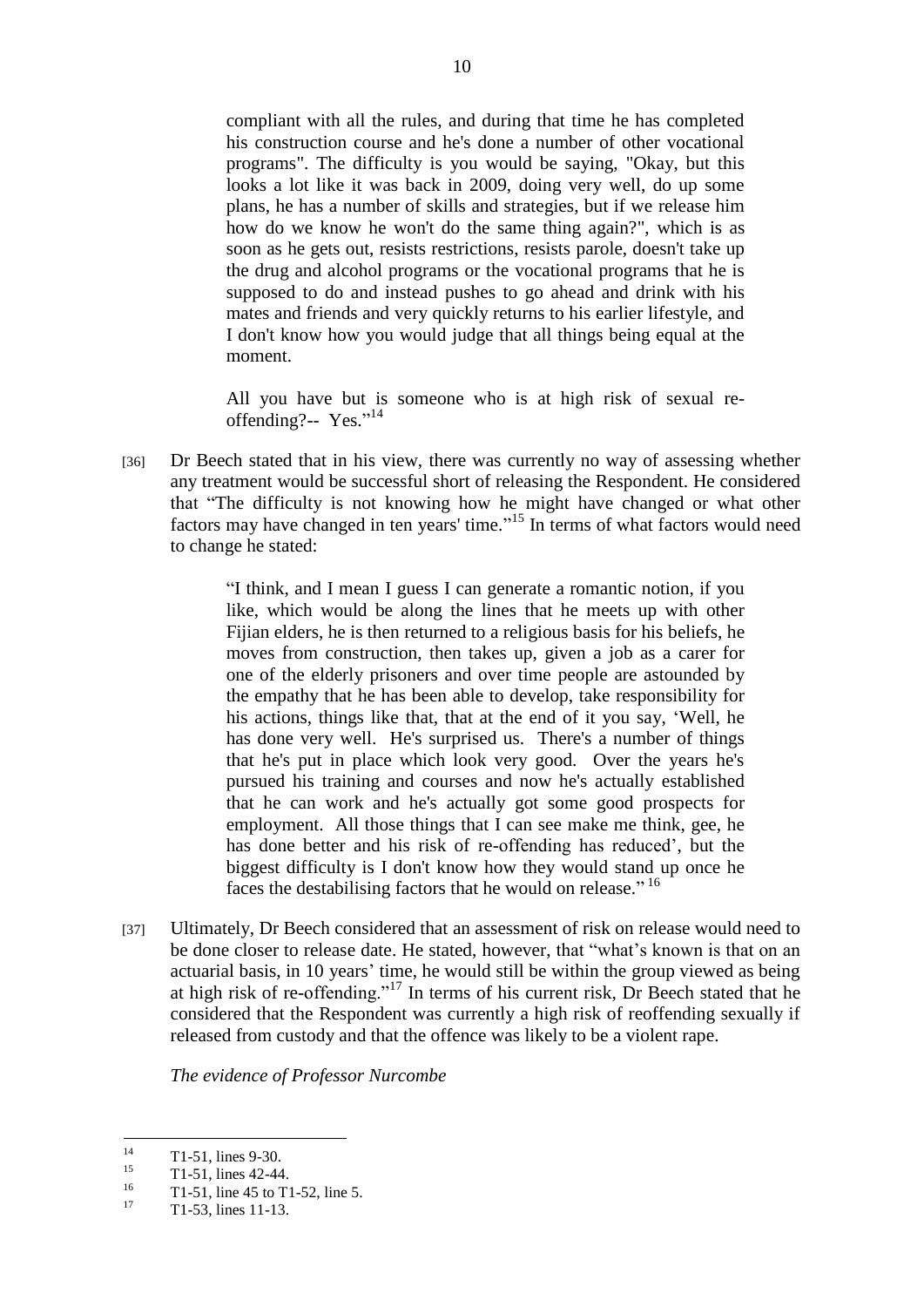> compliant with all the rules, and during that time he has completed his construction course and he's done a number of other vocational programs". The difficulty is you would be saying, "Okay, but this looks a lot like it was back in 2009, doing very well, do up some plans, he has a number of skills and strategies, but if we release him how do we know he won't do the same thing again?", which is as soon as he gets out, resists restrictions, resists parole, doesn't take up the drug and alcohol programs or the vocational programs that he is supposed to do and instead pushes to go ahead and drink with his mates and friends and very quickly returns to his earlier lifestyle, and I don't know how you would judge that all things being equal at the moment.
>
> All you have but is someone who is at high risk of sexual re-offending?-- Yes."[14]

[36] Dr Beech stated that in his view, there was currently no way of assessing whether any treatment would be successful short of releasing the Respondent. He considered that "The difficulty is not knowing how he might have changed or what other factors may have changed in ten years' time."[15] In terms of what factors would need to change he stated:

> "I think, and I mean I guess I can generate a romantic notion, if you like, which would be along the lines that he meets up with other Fijian elders, he is then returned to a religious basis for his beliefs, he moves from construction, then takes up, given a job as a carer for one of the elderly prisoners and over time people are astounded by the empathy that he has been able to develop, take responsibility for his actions, things like that, that at the end of it you say, 'Well, he has done very well. He's surprised us. There's a number of things that he's put in place which look very good. Over the years he's pursued his training and courses and now he's actually established that he can work and he's actually got some good prospects for employment. All those things that I can see make me think, gee, he has done better and his risk of re-offending has reduced', but the biggest difficulty is I don't know how they would stand up once he faces the destabilising factors that he would on release."[16]

[37] Ultimately, Dr Beech considered that an assessment of risk on release would need to be done closer to release date. He stated, however, that "what's known is that on an actuarial basis, in 10 years' time, he would still be within the group viewed as being at high risk of re-offending."[17] In terms of his current risk, Dr Beech stated that he considered that the Respondent was currently a high risk of reoffending sexually if released from custody and that the offence was likely to be a violent rape.

*The evidence of Professor Nurcombe*

---

[14] T1-51, lines 9-30.

[15] T1-51, lines 42-44.

[16] T1-51, line 45 to T1-52, line 5.

[17] T1-53, lines 11-13.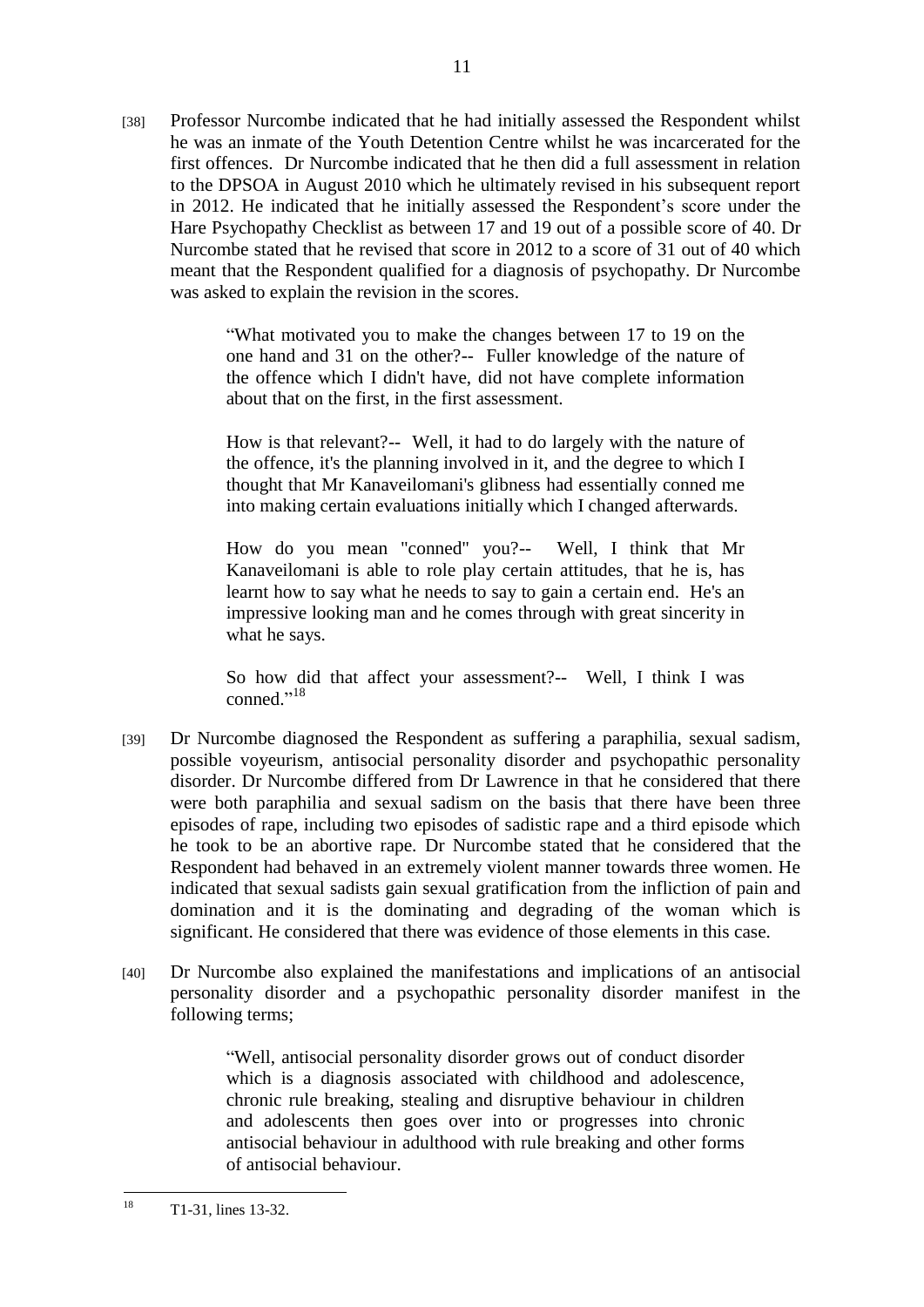[38] Professor Nurcombe indicated that he had initially assessed the Respondent whilst he was an inmate of the Youth Detention Centre whilst he was incarcerated for the first offences. Dr Nurcombe indicated that he then did a full assessment in relation to the DPSOA in August 2010 which he ultimately revised in his subsequent report in 2012. He indicated that he initially assessed the Respondent's score under the Hare Psychopathy Checklist as between 17 and 19 out of a possible score of 40. Dr Nurcombe stated that he revised that score in 2012 to a score of 31 out of 40 which meant that the Respondent qualified for a diagnosis of psychopathy. Dr Nurcombe was asked to explain the revision in the scores.

> "What motivated you to make the changes between 17 to 19 on the one hand and 31 on the other?-- Fuller knowledge of the nature of the offence which I didn't have, did not have complete information about that on the first, in the first assessment.
>
> How is that relevant?-- Well, it had to do largely with the nature of the offence, it's the planning involved in it, and the degree to which I thought that Mr Kanaveilomani's glibness had essentially conned me into making certain evaluations initially which I changed afterwards.
>
> How do you mean "conned" you?-- Well, I think that Mr Kanaveilomani is able to role play certain attitudes, that he is, has learnt how to say what he needs to say to gain a certain end. He's an impressive looking man and he comes through with great sincerity in what he says.
>
> So how did that affect your assessment?-- Well, I think I was conned."[18]

[39] Dr Nurcombe diagnosed the Respondent as suffering a paraphilia, sexual sadism, possible voyeurism, antisocial personality disorder and psychopathic personality disorder. Dr Nurcombe differed from Dr Lawrence in that he considered that there were both paraphilia and sexual sadism on the basis that there have been three episodes of rape, including two episodes of sadistic rape and a third episode which he took to be an abortive rape. Dr Nurcombe stated that he considered that the Respondent had behaved in an extremely violent manner towards three women. He indicated that sexual sadists gain sexual gratification from the infliction of pain and domination and it is the dominating and degrading of the woman which is significant. He considered that there was evidence of those elements in this case.

[40] Dr Nurcombe also explained the manifestations and implications of an antisocial personality disorder and a psychopathic personality disorder manifest in the following terms;

> "Well, antisocial personality disorder grows out of conduct disorder which is a diagnosis associated with childhood and adolescence, chronic rule breaking, stealing and disruptive behaviour in children and adolescents then goes over into or progresses into chronic antisocial behaviour in adulthood with rule breaking and other forms of antisocial behaviour.

[18] T1-31, lines 13-32.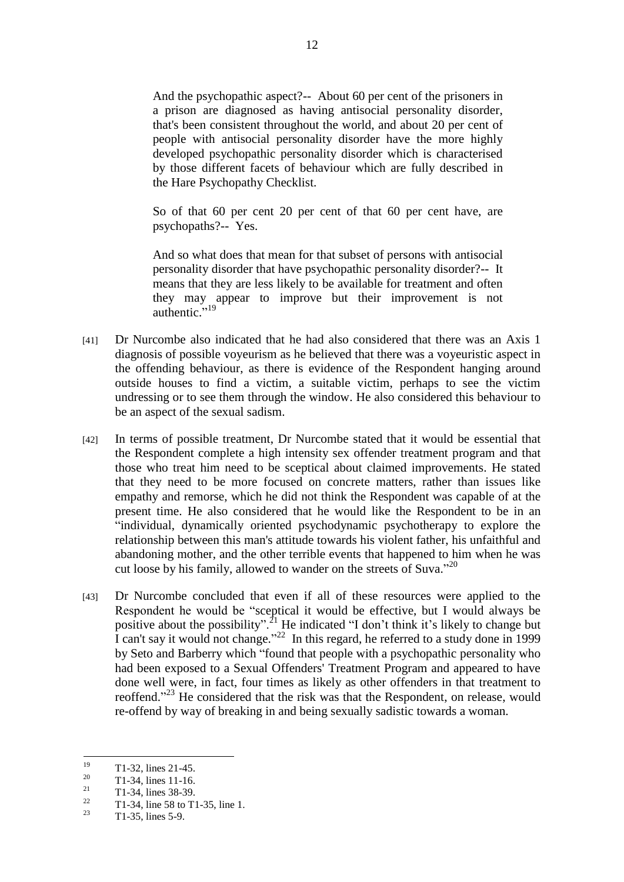> And the psychopathic aspect?-- About 60 per cent of the prisoners in a prison are diagnosed as having antisocial personality disorder, that's been consistent throughout the world, and about 20 per cent of people with antisocial personality disorder have the more highly developed psychopathic personality disorder which is characterised by those different facets of behaviour which are fully described in the Hare Psychopathy Checklist.
>
> So of that 60 per cent 20 per cent of that 60 per cent have, are psychopaths?-- Yes.
>
> And so what does that mean for that subset of persons with antisocial personality disorder that have psychopathic personality disorder?-- It means that they are less likely to be available for treatment and often they may appear to improve but their improvement is not authentic."[19]

[41] Dr Nurcombe also indicated that he had also considered that there was an Axis 1 diagnosis of possible voyeurism as he believed that there was a voyeuristic aspect in the offending behaviour, as there is evidence of the Respondent hanging around outside houses to find a victim, a suitable victim, perhaps to see the victim undressing or to see them through the window. He also considered this behaviour to be an aspect of the sexual sadism.

[42] In terms of possible treatment, Dr Nurcombe stated that it would be essential that the Respondent complete a high intensity sex offender treatment program and that those who treat him need to be sceptical about claimed improvements. He stated that they need to be more focused on concrete matters, rather than issues like empathy and remorse, which he did not think the Respondent was capable of at the present time. He also considered that he would like the Respondent to be in an "individual, dynamically oriented psychodynamic psychotherapy to explore the relationship between this man's attitude towards his violent father, his unfaithful and abandoning mother, and the other terrible events that happened to him when he was cut loose by his family, allowed to wander on the streets of Suva."[20]

[43] Dr Nurcombe concluded that even if all of these resources were applied to the Respondent he would be "sceptical it would be effective, but I would always be positive about the possibility".[21] He indicated "I don't think it's likely to change but I can't say it would not change."[22] In this regard, he referred to a study done in 1999 by Seto and Barberry which "found that people with a psychopathic personality who had been exposed to a Sexual Offenders' Treatment Program and appeared to have done well were, in fact, four times as likely as other offenders in that treatment to reoffend."[23] He considered that the risk was that the Respondent, on release, would re-offend by way of breaking in and being sexually sadistic towards a woman.

---

[19] T1-32, lines 21-45.

[20] T1-34, lines 11-16.

[21] T1-34, lines 38-39.

[22] T1-34, line 58 to T1-35, line 1.

[23] T1-35, lines 5-9.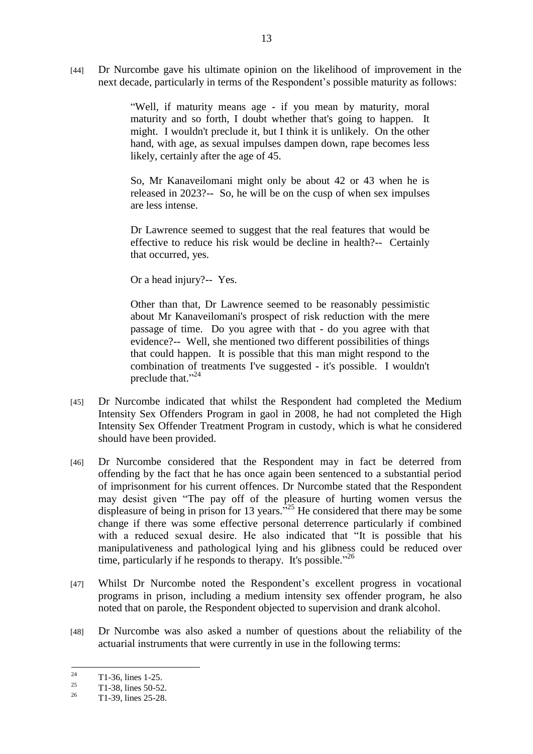[44] Dr Nurcombe gave his ultimate opinion on the likelihood of improvement in the next decade, particularly in terms of the Respondent's possible maturity as follows:

> "Well, if maturity means age - if you mean by maturity, moral maturity and so forth, I doubt whether that's going to happen. It might. I wouldn't preclude it, but I think it is unlikely. On the other hand, with age, as sexual impulses dampen down, rape becomes less likely, certainly after the age of 45.
>
> So, Mr Kanaveilomani might only be about 42 or 43 when he is released in 2023?-- So, he will be on the cusp of when sex impulses are less intense.
>
> Dr Lawrence seemed to suggest that the real features that would be effective to reduce his risk would be decline in health?-- Certainly that occurred, yes.
>
> Or a head injury?-- Yes.
>
> Other than that, Dr Lawrence seemed to be reasonably pessimistic about Mr Kanaveilomani's prospect of risk reduction with the mere passage of time. Do you agree with that - do you agree with that evidence?-- Well, she mentioned two different possibilities of things that could happen. It is possible that this man might respond to the combination of treatments I've suggested - it's possible. I wouldn't preclude that."[24]

[45] Dr Nurcombe indicated that whilst the Respondent had completed the Medium Intensity Sex Offenders Program in gaol in 2008, he had not completed the High Intensity Sex Offender Treatment Program in custody, which is what he considered should have been provided.

[46] Dr Nurcombe considered that the Respondent may in fact be deterred from offending by the fact that he has once again been sentenced to a substantial period of imprisonment for his current offences. Dr Nurcombe stated that the Respondent may desist given "The pay off of the pleasure of hurting women versus the displeasure of being in prison for 13 years."[25] He considered that there may be some change if there was some effective personal deterrence particularly if combined with a reduced sexual desire. He also indicated that "It is possible that his manipulativeness and pathological lying and his glibness could be reduced over time, particularly if he responds to therapy. It's possible."[26]

[47] Whilst Dr Nurcombe noted the Respondent's excellent progress in vocational programs in prison, including a medium intensity sex offender program, he also noted that on parole, the Respondent objected to supervision and drank alcohol.

[48] Dr Nurcombe was also asked a number of questions about the reliability of the actuarial instruments that were currently in use in the following terms:

---

[24] T1-36, lines 1-25.

[25] T1-38, lines 50-52.

[26] T1-39, lines 25-28.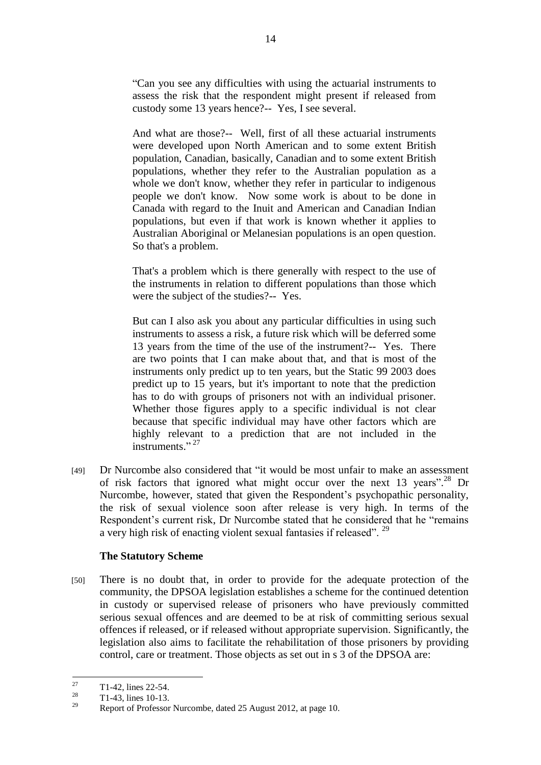> "Can you see any difficulties with using the actuarial instruments to assess the risk that the respondent might present if released from custody some 13 years hence?-- Yes, I see several.
>
> And what are those?-- Well, first of all these actuarial instruments were developed upon North American and to some extent British population, Canadian, basically, Canadian and to some extent British populations, whether they refer to the Australian population as a whole we don't know, whether they refer in particular to indigenous people we don't know. Now some work is about to be done in Canada with regard to the Inuit and American and Canadian Indian populations, but even if that work is known whether it applies to Australian Aboriginal or Melanesian populations is an open question. So that's a problem.
>
> That's a problem which is there generally with respect to the use of the instruments in relation to different populations than those which were the subject of the studies?-- Yes.
>
> But can I also ask you about any particular difficulties in using such instruments to assess a risk, a future risk which will be deferred some 13 years from the time of the use of the instrument?-- Yes. There are two points that I can make about that, and that is most of the instruments only predict up to ten years, but the Static 99 2003 does predict up to 15 years, but it's important to note that the prediction has to do with groups of prisoners not with an individual prisoner. Whether those figures apply to a specific individual is not clear because that specific individual may have other factors which are highly relevant to a prediction that are not included in the instruments."[27]

[49] Dr Nurcombe also considered that "it would be most unfair to make an assessment of risk factors that ignored what might occur over the next 13 years".[28] Dr Nurcombe, however, stated that given the Respondent's psychopathic personality, the risk of sexual violence soon after release is very high. In terms of the Respondent's current risk, Dr Nurcombe stated that he considered that he "remains a very high risk of enacting violent sexual fantasies if released".[29]

### The Statutory Scheme

[50] There is no doubt that, in order to provide for the adequate protection of the community, the DPSOA legislation establishes a scheme for the continued detention in custody or supervised release of prisoners who have previously committed serious sexual offences and are deemed to be at risk of committing serious sexual offences if released, or if released without appropriate supervision. Significantly, the legislation also aims to facilitate the rehabilitation of those prisoners by providing control, care or treatment. Those objects as set out in s 3 of the DPSOA are:

---

[27] T1-42, lines 22-54.

[28] T1-43, lines 10-13.

[29] Report of Professor Nurcombe, dated 25 August 2012, at page 10.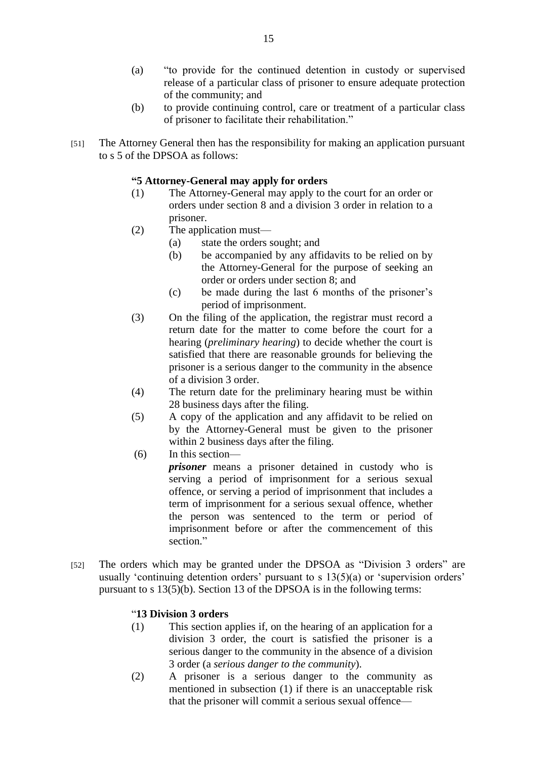(a) "to provide for the continued detention in custody or supervised release of a particular class of prisoner to ensure adequate protection of the community; and

(b) to provide continuing control, care or treatment of a particular class of prisoner to facilitate their rehabilitation."

[51] The Attorney General then has the responsibility for making an application pursuant to s 5 of the DPSOA as follows:

> **"5 Attorney-General may apply for orders**
>
> (1) The Attorney-General may apply to the court for an order or orders under section 8 and a division 3 order in relation to a prisoner.
>
> (2) The application must—
>
> (a) state the orders sought; and
>
> (b) be accompanied by any affidavits to be relied on by the Attorney-General for the purpose of seeking an order or orders under section 8; and
>
> (c) be made during the last 6 months of the prisoner's period of imprisonment.
>
> (3) On the filing of the application, the registrar must record a return date for the matter to come before the court for a hearing (*preliminary hearing*) to decide whether the court is satisfied that there are reasonable grounds for believing the prisoner is a serious danger to the community in the absence of a division 3 order.
>
> (4) The return date for the preliminary hearing must be within 28 business days after the filing.
>
> (5) A copy of the application and any affidavit to be relied on by the Attorney-General must be given to the prisoner within 2 business days after the filing.
>
> (6) In this section—
>
> ***prisoner*** means a prisoner detained in custody who is serving a period of imprisonment for a serious sexual offence, or serving a period of imprisonment that includes a term of imprisonment for a serious sexual offence, whether the person was sentenced to the term or period of imprisonment before or after the commencement of this section."

[52] The orders which may be granted under the DPSOA as "Division 3 orders" are usually 'continuing detention orders' pursuant to s 13(5)(a) or 'supervision orders' pursuant to s 13(5)(b). Section 13 of the DPSOA is in the following terms:

> "**13 Division 3 orders**
>
> (1) This section applies if, on the hearing of an application for a division 3 order, the court is satisfied the prisoner is a serious danger to the community in the absence of a division 3 order (a *serious danger to the community*).
>
> (2) A prisoner is a serious danger to the community as mentioned in subsection (1) if there is an unacceptable risk that the prisoner will commit a serious sexual offence—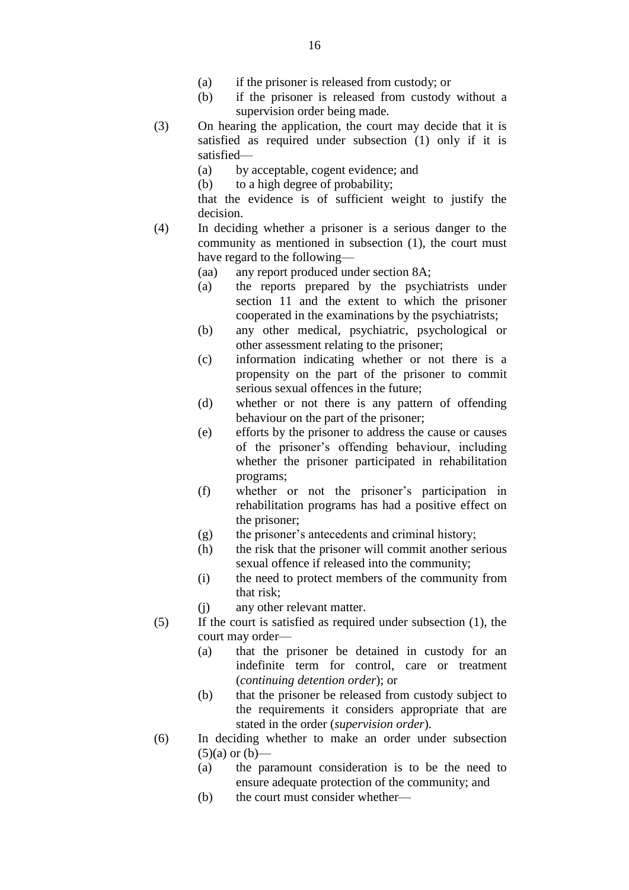(a) if the prisoner is released from custody; or

(b) if the prisoner is released from custody without a supervision order being made.

(3) On hearing the application, the court may decide that it is satisfied as required under subsection (1) only if it is satisfied—

(a) by acceptable, cogent evidence; and

(b) to a high degree of probability;

that the evidence is of sufficient weight to justify the decision.

(4) In deciding whether a prisoner is a serious danger to the community as mentioned in subsection (1), the court must have regard to the following—

(aa) any report produced under section 8A;

(a) the reports prepared by the psychiatrists under section 11 and the extent to which the prisoner cooperated in the examinations by the psychiatrists;

(b) any other medical, psychiatric, psychological or other assessment relating to the prisoner;

(c) information indicating whether or not there is a propensity on the part of the prisoner to commit serious sexual offences in the future;

(d) whether or not there is any pattern of offending behaviour on the part of the prisoner;

(e) efforts by the prisoner to address the cause or causes of the prisoner's offending behaviour, including whether the prisoner participated in rehabilitation programs;

(f) whether or not the prisoner's participation in rehabilitation programs has had a positive effect on the prisoner;

(g) the prisoner's antecedents and criminal history;

(h) the risk that the prisoner will commit another serious sexual offence if released into the community;

(i) the need to protect members of the community from that risk;

(j) any other relevant matter.

(5) If the court is satisfied as required under subsection (1), the court may order—

(a) that the prisoner be detained in custody for an indefinite term for control, care or treatment (*continuing detention order*); or

(b) that the prisoner be released from custody subject to the requirements it considers appropriate that are stated in the order (*supervision order*).

(6) In deciding whether to make an order under subsection (5)(a) or (b)—

(a) the paramount consideration is to be the need to ensure adequate protection of the community; and

(b) the court must consider whether—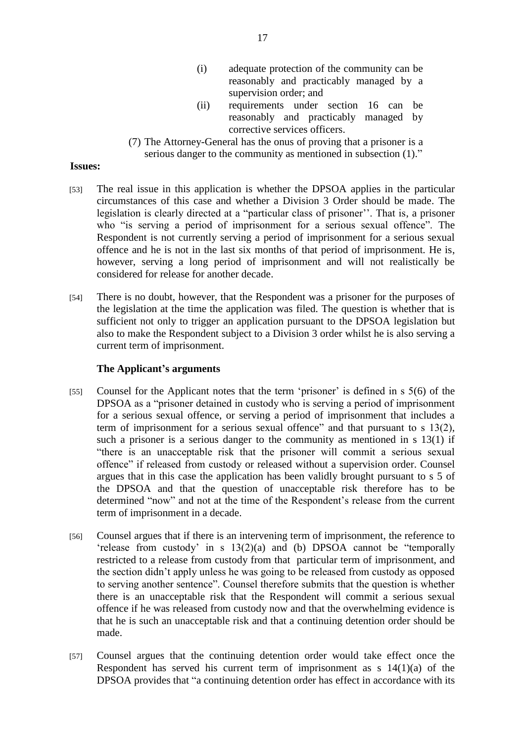> (i) adequate protection of the community can be reasonably and practicably managed by a supervision order; and
>
> (ii) requirements under section 16 can be reasonably and practicably managed by corrective services officers.
>
> (7) The Attorney-General has the onus of proving that a prisoner is a serious danger to the community as mentioned in subsection (1)."

**Issues:**

[53] The real issue in this application is whether the DPSOA applies in the particular circumstances of this case and whether a Division 3 Order should be made. The legislation is clearly directed at a "particular class of prisoner''. That is, a prisoner who "is serving a period of imprisonment for a serious sexual offence". The Respondent is not currently serving a period of imprisonment for a serious sexual offence and he is not in the last six months of that period of imprisonment. He is, however, serving a long period of imprisonment and will not realistically be considered for release for another decade.

[54] There is no doubt, however, that the Respondent was a prisoner for the purposes of the legislation at the time the application was filed. The question is whether that is sufficient not only to trigger an application pursuant to the DPSOA legislation but also to make the Respondent subject to a Division 3 order whilst he is also serving a current term of imprisonment.

**The Applicant's arguments**

[55] Counsel for the Applicant notes that the term 'prisoner' is defined in s 5(6) of the DPSOA as a "prisoner detained in custody who is serving a period of imprisonment for a serious sexual offence, or serving a period of imprisonment that includes a term of imprisonment for a serious sexual offence" and that pursuant to s 13(2), such a prisoner is a serious danger to the community as mentioned in s 13(1) if "there is an unacceptable risk that the prisoner will commit a serious sexual offence" if released from custody or released without a supervision order. Counsel argues that in this case the application has been validly brought pursuant to s 5 of the DPSOA and that the question of unacceptable risk therefore has to be determined "now" and not at the time of the Respondent's release from the current term of imprisonment in a decade.

[56] Counsel argues that if there is an intervening term of imprisonment, the reference to 'release from custody' in s 13(2)(a) and (b) DPSOA cannot be "temporally restricted to a release from custody from that particular term of imprisonment, and the section didn't apply unless he was going to be released from custody as opposed to serving another sentence". Counsel therefore submits that the question is whether there is an unacceptable risk that the Respondent will commit a serious sexual offence if he was released from custody now and that the overwhelming evidence is that he is such an unacceptable risk and that a continuing detention order should be made.

[57] Counsel argues that the continuing detention order would take effect once the Respondent has served his current term of imprisonment as s 14(1)(a) of the DPSOA provides that "a continuing detention order has effect in accordance with its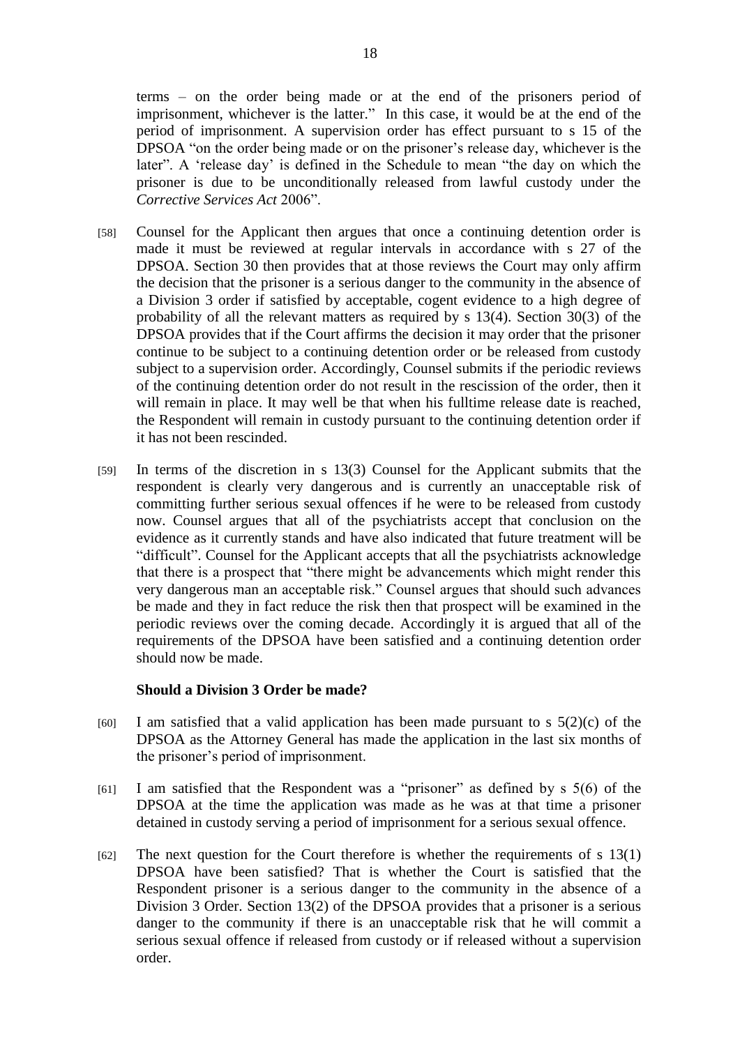terms – on the order being made or at the end of the prisoners period of imprisonment, whichever is the latter." In this case, it would be at the end of the period of imprisonment. A supervision order has effect pursuant to s 15 of the DPSOA "on the order being made or on the prisoner's release day, whichever is the later". A 'release day' is defined in the Schedule to mean "the day on which the prisoner is due to be unconditionally released from lawful custody under the *Corrective Services Act* 2006".

[58] Counsel for the Applicant then argues that once a continuing detention order is made it must be reviewed at regular intervals in accordance with s 27 of the DPSOA. Section 30 then provides that at those reviews the Court may only affirm the decision that the prisoner is a serious danger to the community in the absence of a Division 3 order if satisfied by acceptable, cogent evidence to a high degree of probability of all the relevant matters as required by s 13(4). Section 30(3) of the DPSOA provides that if the Court affirms the decision it may order that the prisoner continue to be subject to a continuing detention order or be released from custody subject to a supervision order. Accordingly, Counsel submits if the periodic reviews of the continuing detention order do not result in the rescission of the order, then it will remain in place. It may well be that when his fulltime release date is reached, the Respondent will remain in custody pursuant to the continuing detention order if it has not been rescinded.

[59] In terms of the discretion in s 13(3) Counsel for the Applicant submits that the respondent is clearly very dangerous and is currently an unacceptable risk of committing further serious sexual offences if he were to be released from custody now. Counsel argues that all of the psychiatrists accept that conclusion on the evidence as it currently stands and have also indicated that future treatment will be "difficult". Counsel for the Applicant accepts that all the psychiatrists acknowledge that there is a prospect that "there might be advancements which might render this very dangerous man an acceptable risk." Counsel argues that should such advances be made and they in fact reduce the risk then that prospect will be examined in the periodic reviews over the coming decade. Accordingly it is argued that all of the requirements of the DPSOA have been satisfied and a continuing detention order should now be made.

### Should a Division 3 Order be made?

[60] I am satisfied that a valid application has been made pursuant to s 5(2)(c) of the DPSOA as the Attorney General has made the application in the last six months of the prisoner's period of imprisonment.

[61] I am satisfied that the Respondent was a "prisoner" as defined by s 5(6) of the DPSOA at the time the application was made as he was at that time a prisoner detained in custody serving a period of imprisonment for a serious sexual offence.

[62] The next question for the Court therefore is whether the requirements of s 13(1) DPSOA have been satisfied? That is whether the Court is satisfied that the Respondent prisoner is a serious danger to the community in the absence of a Division 3 Order. Section 13(2) of the DPSOA provides that a prisoner is a serious danger to the community if there is an unacceptable risk that he will commit a serious sexual offence if released from custody or if released without a supervision order.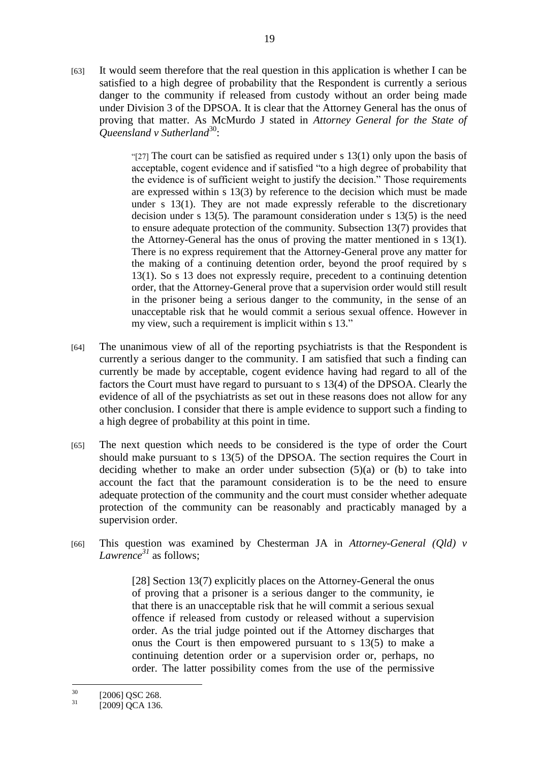[63] It would seem therefore that the real question in this application is whether I can be satisfied to a high degree of probability that the Respondent is currently a serious danger to the community if released from custody without an order being made under Division 3 of the DPSOA. It is clear that the Attorney General has the onus of proving that matter. As McMurdo J stated in *Attorney General for the State of Queensland v Sutherland*[30]:

> "[27] The court can be satisfied as required under s 13(1) only upon the basis of acceptable, cogent evidence and if satisfied "to a high degree of probability that the evidence is of sufficient weight to justify the decision." Those requirements are expressed within s 13(3) by reference to the decision which must be made under s 13(1). They are not made expressly referable to the discretionary decision under s 13(5). The paramount consideration under s 13(5) is the need to ensure adequate protection of the community. Subsection 13(7) provides that the Attorney-General has the onus of proving the matter mentioned in s 13(1). There is no express requirement that the Attorney-General prove any matter for the making of a continuing detention order, beyond the proof required by s 13(1). So s 13 does not expressly require, precedent to a continuing detention order, that the Attorney-General prove that a supervision order would still result in the prisoner being a serious danger to the community, in the sense of an unacceptable risk that he would commit a serious sexual offence. However in my view, such a requirement is implicit within s 13."

[64] The unanimous view of all of the reporting psychiatrists is that the Respondent is currently a serious danger to the community. I am satisfied that such a finding can currently be made by acceptable, cogent evidence having had regard to all of the factors the Court must have regard to pursuant to s 13(4) of the DPSOA. Clearly the evidence of all of the psychiatrists as set out in these reasons does not allow for any other conclusion. I consider that there is ample evidence to support such a finding to a high degree of probability at this point in time.

[65] The next question which needs to be considered is the type of order the Court should make pursuant to s 13(5) of the DPSOA. The section requires the Court in deciding whether to make an order under subsection (5)(a) or (b) to take into account the fact that the paramount consideration is to be the need to ensure adequate protection of the community and the court must consider whether adequate protection of the community can be reasonably and practicably managed by a supervision order.

[66] This question was examined by Chesterman JA in *Attorney-General (Qld) v Lawrence*[31] as follows;

> [28] Section 13(7) explicitly places on the Attorney-General the onus of proving that a prisoner is a serious danger to the community, ie that there is an unacceptable risk that he will commit a serious sexual offence if released from custody or released without a supervision order. As the trial judge pointed out if the Attorney discharges that onus the Court is then empowered pursuant to s 13(5) to make a continuing detention order or a supervision order or, perhaps, no order. The latter possibility comes from the use of the permissive

[30] [2006] QSC 268.

[31] [2009] QCA 136.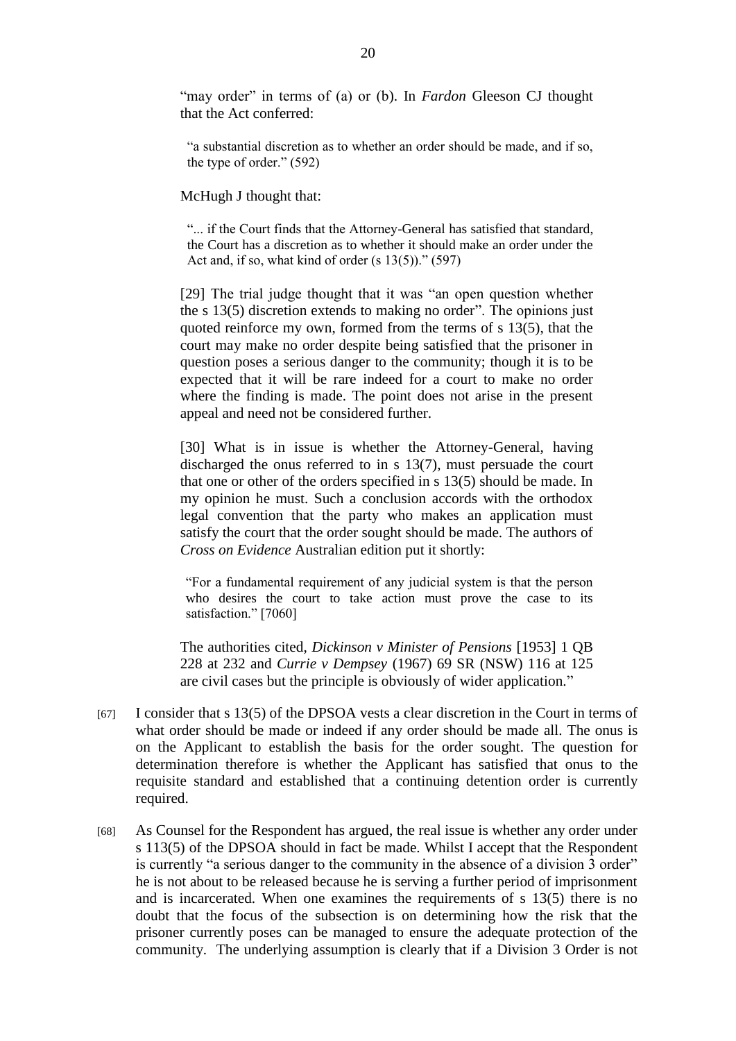"may order" in terms of (a) or (b). In *Fardon* Gleeson CJ thought that the Act conferred:

> "a substantial discretion as to whether an order should be made, and if so, the type of order." (592)

McHugh J thought that:

> "... if the Court finds that the Attorney-General has satisfied that standard, the Court has a discretion as to whether it should make an order under the Act and, if so, what kind of order (s 13(5))." (597)

[29] The trial judge thought that it was "an open question whether the s 13(5) discretion extends to making no order". The opinions just quoted reinforce my own, formed from the terms of s 13(5), that the court may make no order despite being satisfied that the prisoner in question poses a serious danger to the community; though it is to be expected that it will be rare indeed for a court to make no order where the finding is made. The point does not arise in the present appeal and need not be considered further.

[30] What is in issue is whether the Attorney-General, having discharged the onus referred to in s 13(7), must persuade the court that one or other of the orders specified in s 13(5) should be made. In my opinion he must. Such a conclusion accords with the orthodox legal convention that the party who makes an application must satisfy the court that the order sought should be made. The authors of *Cross on Evidence* Australian edition put it shortly:

> "For a fundamental requirement of any judicial system is that the person who desires the court to take action must prove the case to its satisfaction." [7060]

The authorities cited, *Dickinson v Minister of Pensions* [1953] 1 QB 228 at 232 and *Currie v Dempsey* (1967) 69 SR (NSW) 116 at 125 are civil cases but the principle is obviously of wider application."

[67] I consider that s 13(5) of the DPSOA vests a clear discretion in the Court in terms of what order should be made or indeed if any order should be made all. The onus is on the Applicant to establish the basis for the order sought. The question for determination therefore is whether the Applicant has satisfied that onus to the requisite standard and established that a continuing detention order is currently required.

[68] As Counsel for the Respondent has argued, the real issue is whether any order under s 113(5) of the DPSOA should in fact be made. Whilst I accept that the Respondent is currently "a serious danger to the community in the absence of a division 3 order" he is not about to be released because he is serving a further period of imprisonment and is incarcerated. When one examines the requirements of s 13(5) there is no doubt that the focus of the subsection is on determining how the risk that the prisoner currently poses can be managed to ensure the adequate protection of the community. The underlying assumption is clearly that if a Division 3 Order is not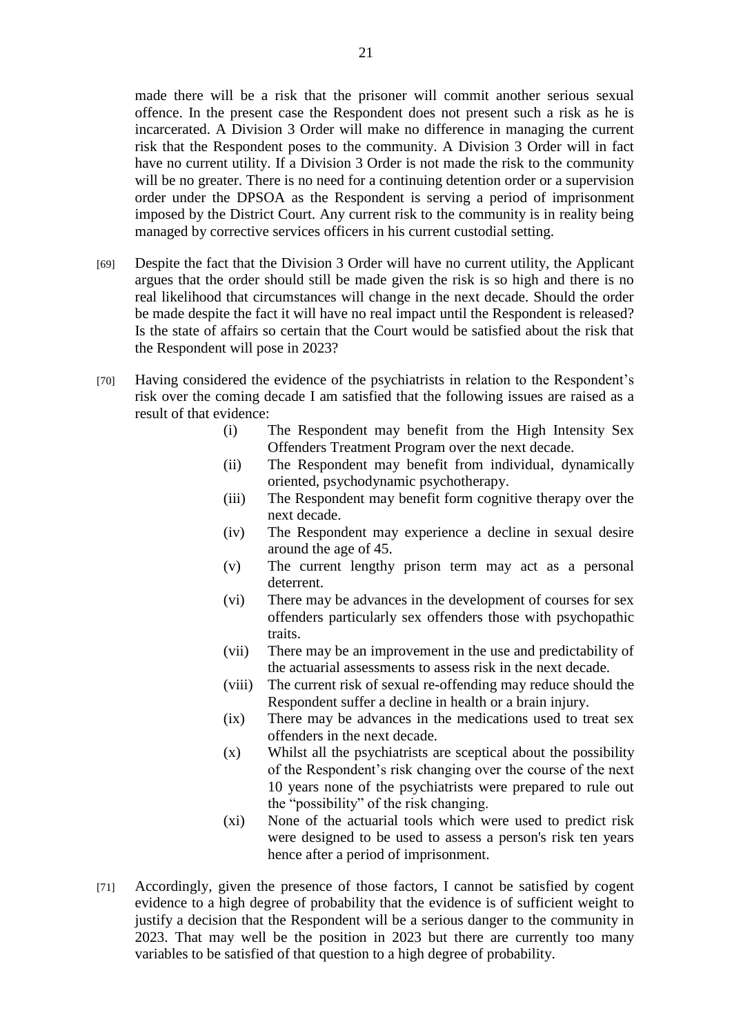made there will be a risk that the prisoner will commit another serious sexual offence. In the present case the Respondent does not present such a risk as he is incarcerated. A Division 3 Order will make no difference in managing the current risk that the Respondent poses to the community. A Division 3 Order will in fact have no current utility. If a Division 3 Order is not made the risk to the community will be no greater. There is no need for a continuing detention order or a supervision order under the DPSOA as the Respondent is serving a period of imprisonment imposed by the District Court. Any current risk to the community is in reality being managed by corrective services officers in his current custodial setting.

[69] Despite the fact that the Division 3 Order will have no current utility, the Applicant argues that the order should still be made given the risk is so high and there is no real likelihood that circumstances will change in the next decade. Should the order be made despite the fact it will have no real impact until the Respondent is released? Is the state of affairs so certain that the Court would be satisfied about the risk that the Respondent will pose in 2023?

[70] Having considered the evidence of the psychiatrists in relation to the Respondent's risk over the coming decade I am satisfied that the following issues are raised as a result of that evidence:

- (i) The Respondent may benefit from the High Intensity Sex Offenders Treatment Program over the next decade.
- (ii) The Respondent may benefit from individual, dynamically oriented, psychodynamic psychotherapy.
- (iii) The Respondent may benefit form cognitive therapy over the next decade.
- (iv) The Respondent may experience a decline in sexual desire around the age of 45.
- (v) The current lengthy prison term may act as a personal deterrent.
- (vi) There may be advances in the development of courses for sex offenders particularly sex offenders those with psychopathic traits.
- (vii) There may be an improvement in the use and predictability of the actuarial assessments to assess risk in the next decade.
- (viii) The current risk of sexual re-offending may reduce should the Respondent suffer a decline in health or a brain injury.
- (ix) There may be advances in the medications used to treat sex offenders in the next decade.
- (x) Whilst all the psychiatrists are sceptical about the possibility of the Respondent's risk changing over the course of the next 10 years none of the psychiatrists were prepared to rule out the "possibility" of the risk changing.
- (xi) None of the actuarial tools which were used to predict risk were designed to be used to assess a person's risk ten years hence after a period of imprisonment.

[71] Accordingly, given the presence of those factors, I cannot be satisfied by cogent evidence to a high degree of probability that the evidence is of sufficient weight to justify a decision that the Respondent will be a serious danger to the community in 2023. That may well be the position in 2023 but there are currently too many variables to be satisfied of that question to a high degree of probability.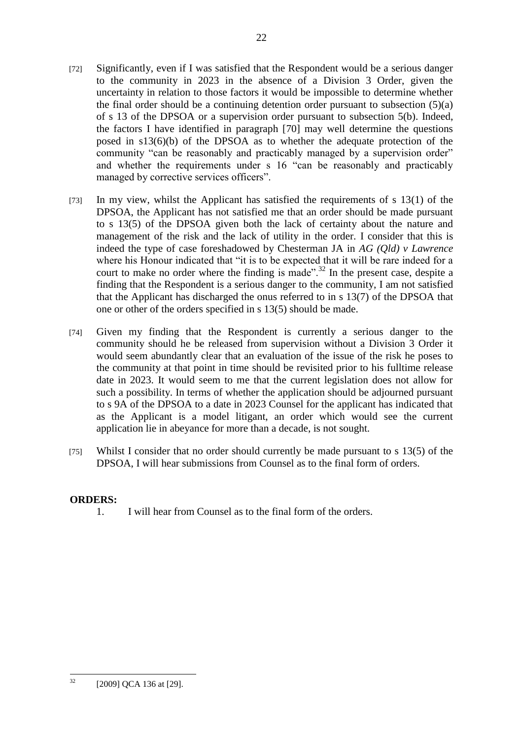[72] Significantly, even if I was satisfied that the Respondent would be a serious danger to the community in 2023 in the absence of a Division 3 Order, given the uncertainty in relation to those factors it would be impossible to determine whether the final order should be a continuing detention order pursuant to subsection (5)(a) of s 13 of the DPSOA or a supervision order pursuant to subsection 5(b). Indeed, the factors I have identified in paragraph [70] may well determine the questions posed in s13(6)(b) of the DPSOA as to whether the adequate protection of the community "can be reasonably and practicably managed by a supervision order" and whether the requirements under s 16 "can be reasonably and practicably managed by corrective services officers".

[73] In my view, whilst the Applicant has satisfied the requirements of s 13(1) of the DPSOA, the Applicant has not satisfied me that an order should be made pursuant to s 13(5) of the DPSOA given both the lack of certainty about the nature and management of the risk and the lack of utility in the order. I consider that this is indeed the type of case foreshadowed by Chesterman JA in *AG (Qld) v Lawrence* where his Honour indicated that "it is to be expected that it will be rare indeed for a court to make no order where the finding is made".[32] In the present case, despite a finding that the Respondent is a serious danger to the community, I am not satisfied that the Applicant has discharged the onus referred to in s 13(7) of the DPSOA that one or other of the orders specified in s 13(5) should be made.

[74] Given my finding that the Respondent is currently a serious danger to the community should he be released from supervision without a Division 3 Order it would seem abundantly clear that an evaluation of the issue of the risk he poses to the community at that point in time should be revisited prior to his fulltime release date in 2023. It would seem to me that the current legislation does not allow for such a possibility. In terms of whether the application should be adjourned pursuant to s 9A of the DPSOA to a date in 2023 Counsel for the applicant has indicated that as the Applicant is a model litigant, an order which would see the current application lie in abeyance for more than a decade, is not sought.

[75] Whilst I consider that no order should currently be made pursuant to s 13(5) of the DPSOA, I will hear submissions from Counsel as to the final form of orders.

**ORDERS:**

1. I will hear from Counsel as to the final form of the orders.

---

[32] [2009] QCA 136 at [29].